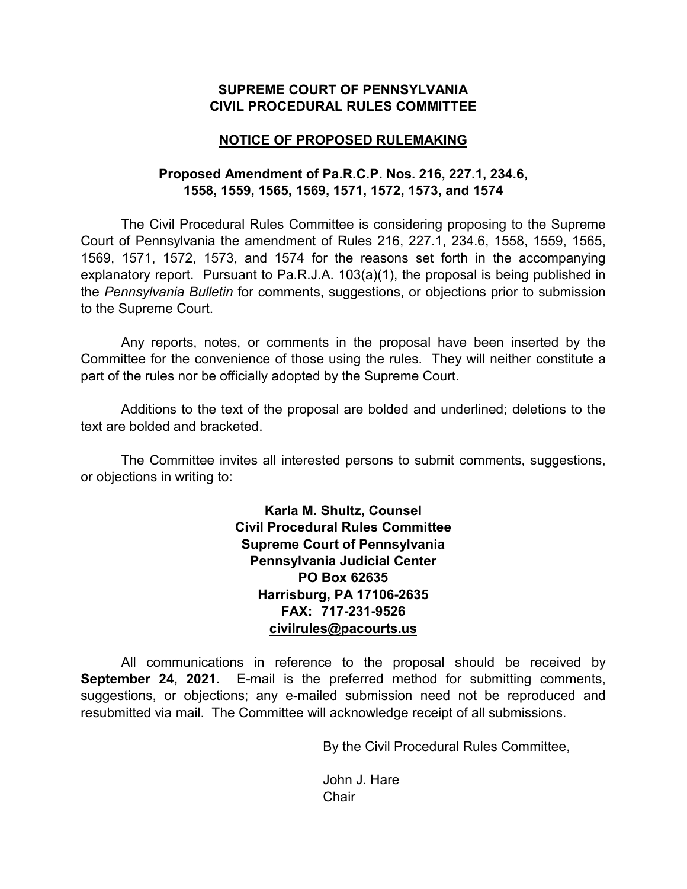**SUPREME COURT OF PENNSYLVANIA**
**CIVIL PROCEDURAL RULES COMMITTEE**

**NOTICE OF PROPOSED RULEMAKING**

**Proposed Amendment of Pa.R.C.P. Nos. 216, 227.1, 234.6, 1558, 1559, 1565, 1569, 1571, 1572, 1573, and 1574**

The Civil Procedural Rules Committee is considering proposing to the Supreme Court of Pennsylvania the amendment of Rules 216, 227.1, 234.6, 1558, 1559, 1565, 1569, 1571, 1572, 1573, and 1574 for the reasons set forth in the accompanying explanatory report. Pursuant to Pa.R.J.A. 103(a)(1), the proposal is being published in the *Pennsylvania Bulletin* for comments, suggestions, or objections prior to submission to the Supreme Court.

Any reports, notes, or comments in the proposal have been inserted by the Committee for the convenience of those using the rules. They will neither constitute a part of the rules nor be officially adopted by the Supreme Court.

Additions to the text of the proposal are bolded and underlined; deletions to the text are bolded and bracketed.

The Committee invites all interested persons to submit comments, suggestions, or objections in writing to:

**Karla M. Shultz, Counsel**
**Civil Procedural Rules Committee**
**Supreme Court of Pennsylvania**
**Pennsylvania Judicial Center**
**PO Box 62635**
**Harrisburg, PA 17106-2635**
**FAX: 717-231-9526**
**civilrules@pacourts.us**

All communications in reference to the proposal should be received by **September 24, 2021.** E-mail is the preferred method for submitting comments, suggestions, or objections; any e-mailed submission need not be reproduced and resubmitted via mail. The Committee will acknowledge receipt of all submissions.

By the Civil Procedural Rules Committee,

John J. Hare
Chair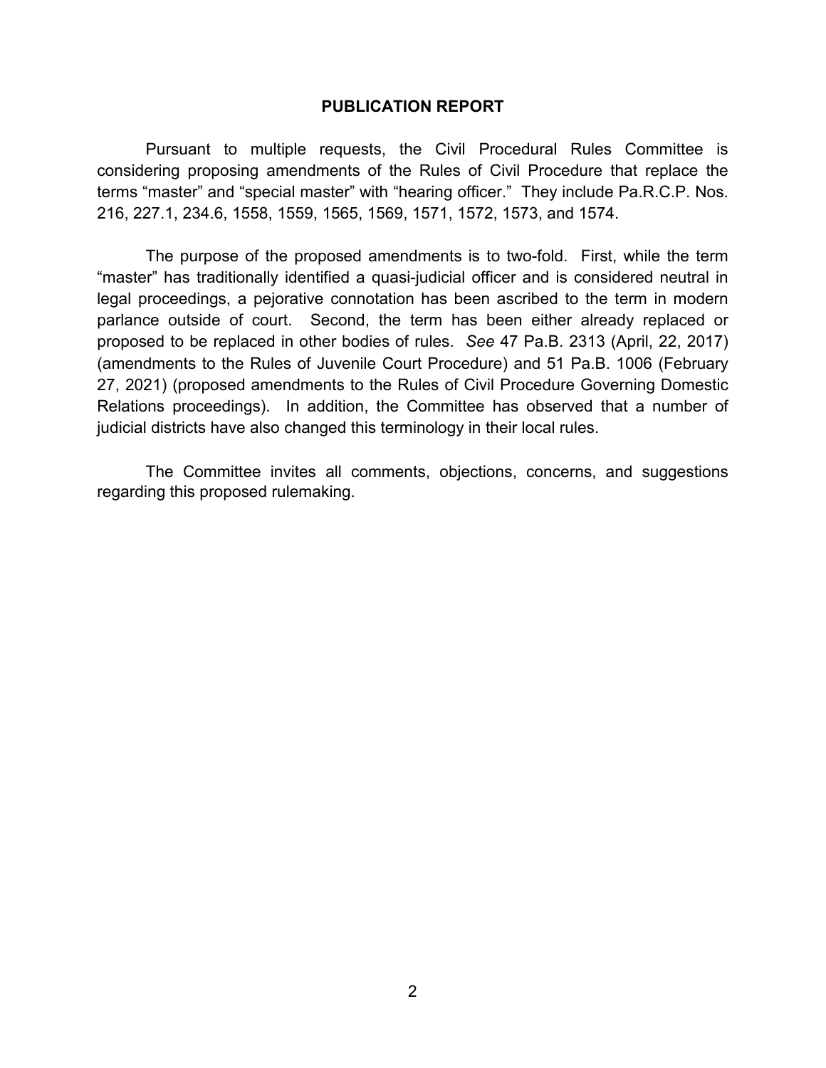# PUBLICATION REPORT

Pursuant to multiple requests, the Civil Procedural Rules Committee is considering proposing amendments of the Rules of Civil Procedure that replace the terms "master" and "special master" with "hearing officer." They include Pa.R.C.P. Nos. 216, 227.1, 234.6, 1558, 1559, 1565, 1569, 1571, 1572, 1573, and 1574.

The purpose of the proposed amendments is to two-fold. First, while the term "master" has traditionally identified a quasi-judicial officer and is considered neutral in legal proceedings, a pejorative connotation has been ascribed to the term in modern parlance outside of court. Second, the term has been either already replaced or proposed to be replaced in other bodies of rules. *See* 47 Pa.B. 2313 (April, 22, 2017) (amendments to the Rules of Juvenile Court Procedure) and 51 Pa.B. 1006 (February 27, 2021) (proposed amendments to the Rules of Civil Procedure Governing Domestic Relations proceedings). In addition, the Committee has observed that a number of judicial districts have also changed this terminology in their local rules.

The Committee invites all comments, objections, concerns, and suggestions regarding this proposed rulemaking.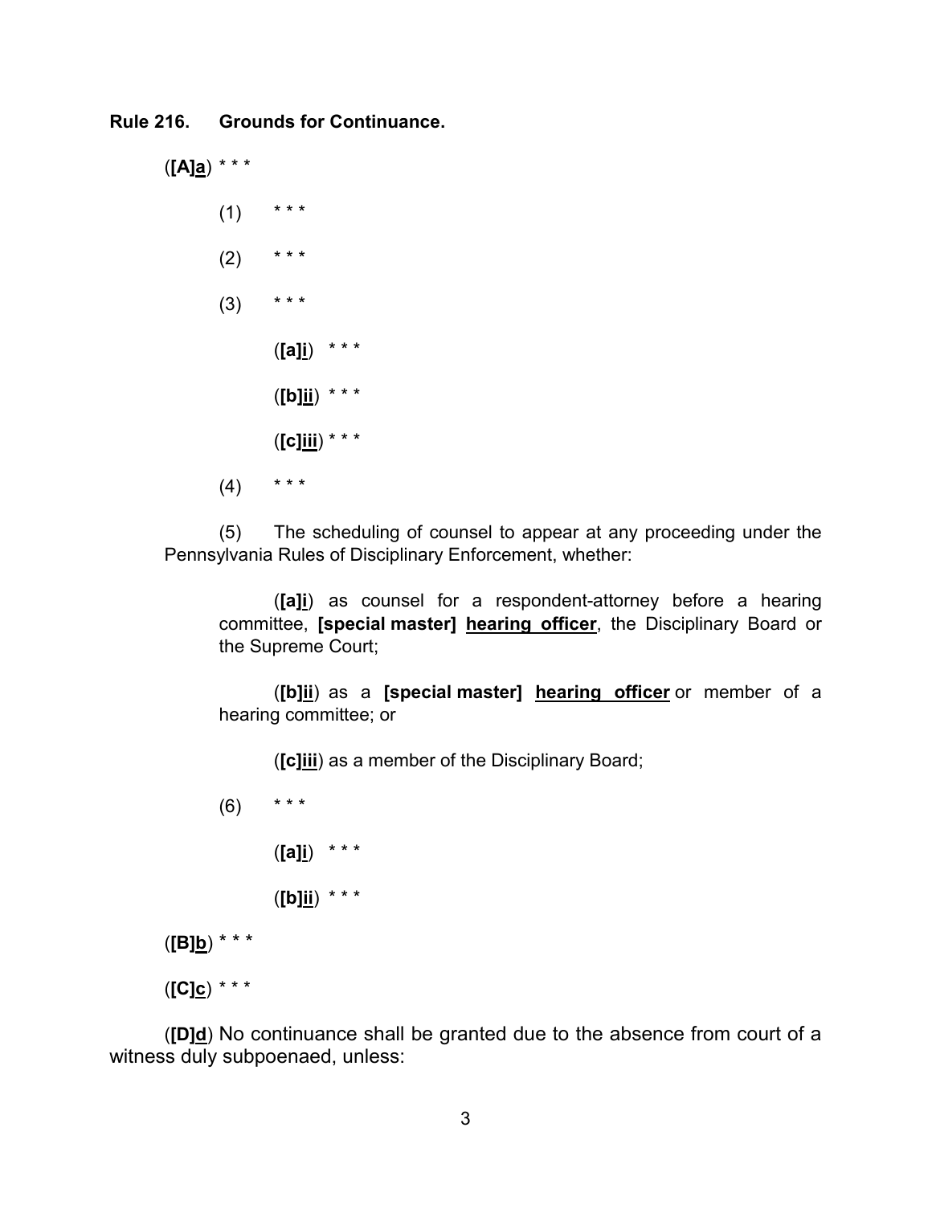**Rule 216. Grounds for Continuance.**

(**[A]**<u>**a**</u>) * * *

(1) * * *

(2) * * *

(3) * * *

(**[a]**<u>**i**</u>) * * *

(**[b]**<u>**ii**</u>) * * *

(**[c]**<u>**iii**</u>) * * *

(4) * * *

(5) The scheduling of counsel to appear at any proceeding under the Pennsylvania Rules of Disciplinary Enforcement, whether:

(**[a]**<u>**i**</u>) as counsel for a respondent-attorney before a hearing committee, **[special master]** <u>**hearing officer**</u>, the Disciplinary Board or the Supreme Court;

(**[b]**<u>**ii**</u>) as a **[special master]** <u>**hearing officer**</u> or member of a hearing committee; or

(**[c]**<u>**iii**</u>) as a member of the Disciplinary Board;

(6) * * *

(**[a]**<u>**i**</u>) * * *

(**[b]**<u>**ii**</u>) * * *

(**[B]**<u>**b**</u>) * * *

(**[C]**<u>**c**</u>) * * *

(**[D]**<u>**d**</u>) No continuance shall be granted due to the absence from court of a witness duly subpoenaed, unless: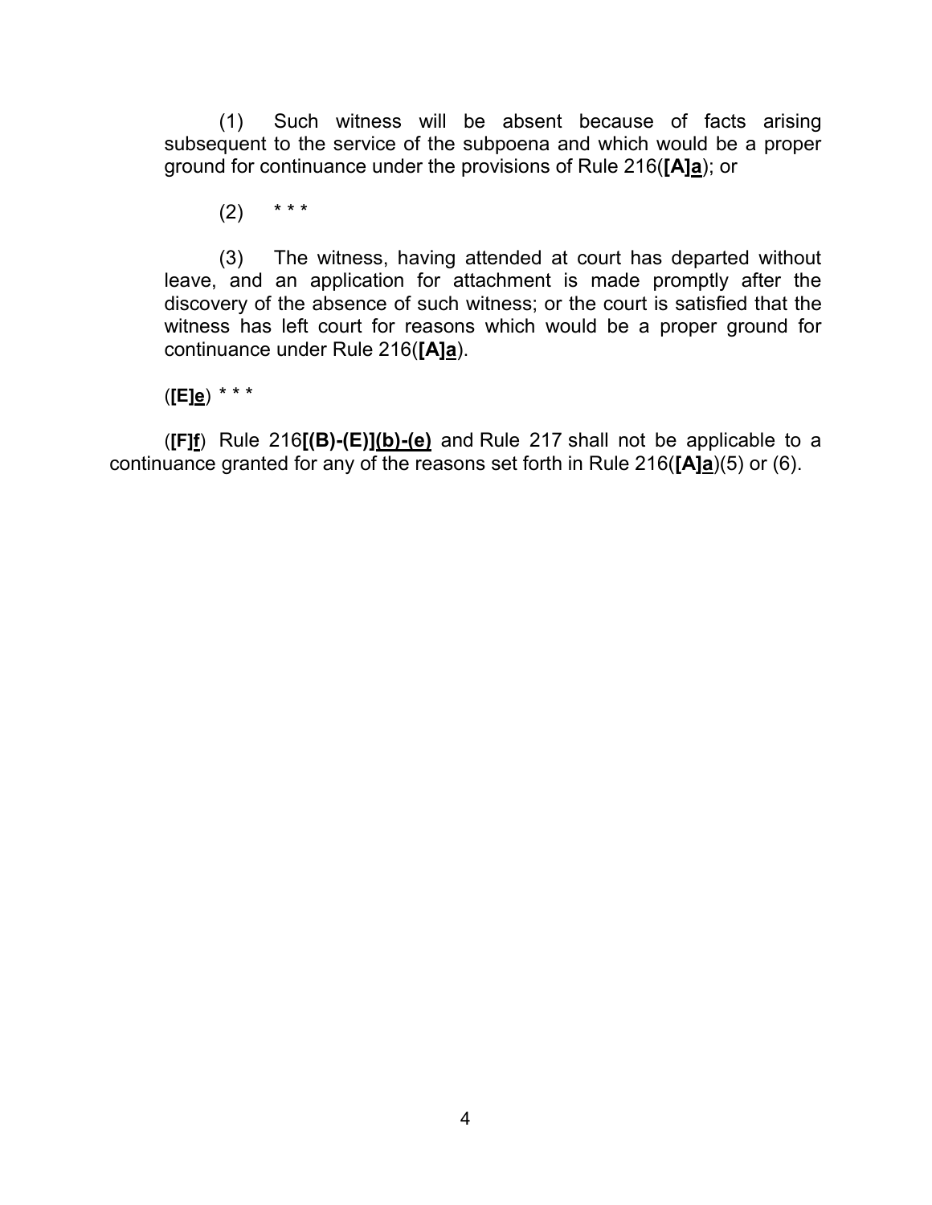(1) Such witness will be absent because of facts arising subsequent to the service of the subpoena and which would be a proper ground for continuance under the provisions of Rule 216(**[A]**<u>**a**</u>); or

(2) * * *

(3) The witness, having attended at court has departed without leave, and an application for attachment is made promptly after the discovery of the absence of such witness; or the court is satisfied that the witness has left court for reasons which would be a proper ground for continuance under Rule 216(**[A]**<u>**a**</u>).

(**[E]**<u>**e**</u>) * * *

(**[F]**<u>**f**</u>) Rule 216**[(B)-(E)]**<u>**(b)-(e)**</u> and Rule 217 shall not be applicable to a continuance granted for any of the reasons set forth in Rule 216(**[A]**<u>**a**</u>)(5) or (6).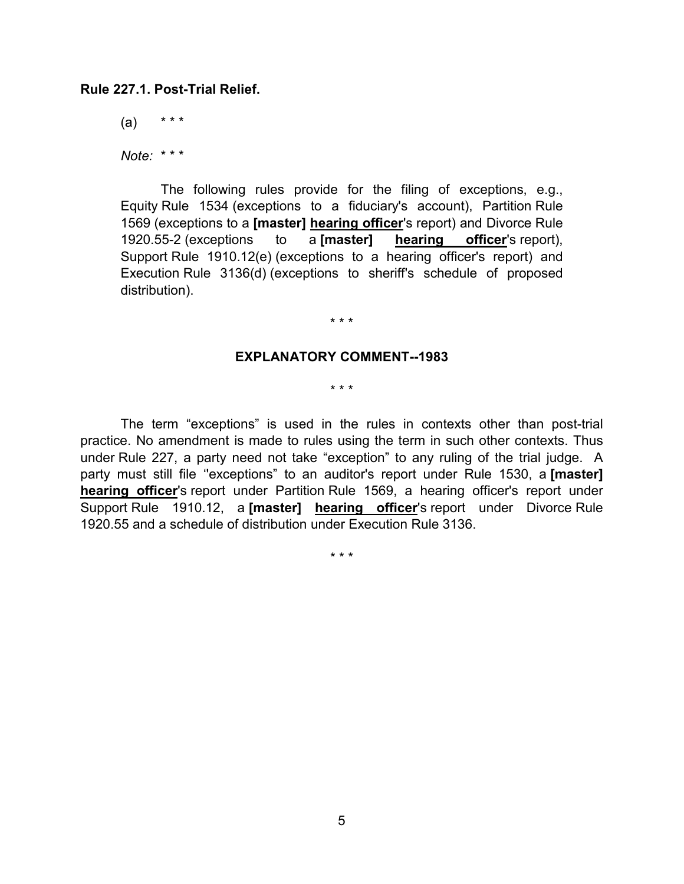**Rule 227.1. Post-Trial Relief.**

(a) * * *

*Note:* * * *

The following rules provide for the filing of exceptions, e.g., Equity Rule 1534 (exceptions to a fiduciary's account), Partition Rule 1569 (exceptions to a **[master]** **<u>hearing officer</u>**'s report) and Divorce Rule 1920.55-2 (exceptions to a **[master]** **<u>hearing officer</u>**'s report), Support Rule 1910.12(e) (exceptions to a hearing officer's report) and Execution Rule 3136(d) (exceptions to sheriff's schedule of proposed distribution).

* * *

**EXPLANATORY COMMENT--1983**

* * *

The term "exceptions" is used in the rules in contexts other than post-trial practice. No amendment is made to rules using the term in such other contexts. Thus under Rule 227, a party need not take "exception" to any ruling of the trial judge. A party must still file ''exceptions" to an auditor's report under Rule 1530, a **[master]** **<u>hearing officer</u>**'s report under Partition Rule 1569, a hearing officer's report under Support Rule 1910.12, a **[master]** **<u>hearing officer</u>**'s report under Divorce Rule 1920.55 and a schedule of distribution under Execution Rule 3136.

* * *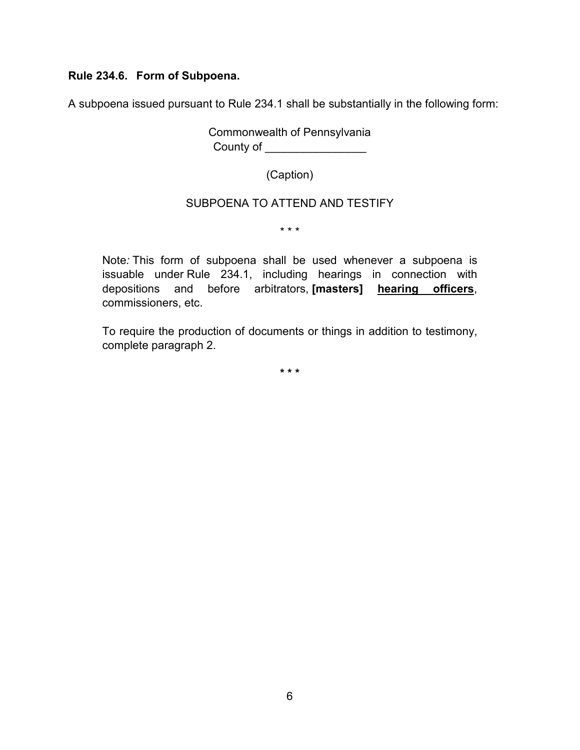**Rule 234.6. Form of Subpoena.**

A subpoena issued pursuant to Rule 234.1 shall be substantially in the following form:

Commonwealth of Pennsylvania
County of ________________

(Caption)

SUBPOENA TO ATTEND AND TESTIFY

\* \* \*

> Note*:* This form of subpoena shall be used whenever a subpoena is issuable under Rule 234.1, including hearings in connection with depositions and before arbitrators, **[masters]** <u>**hearing officers**</u>, commissioners, etc.
>
> To require the production of documents or things in addition to testimony, complete paragraph 2.

\* \* \*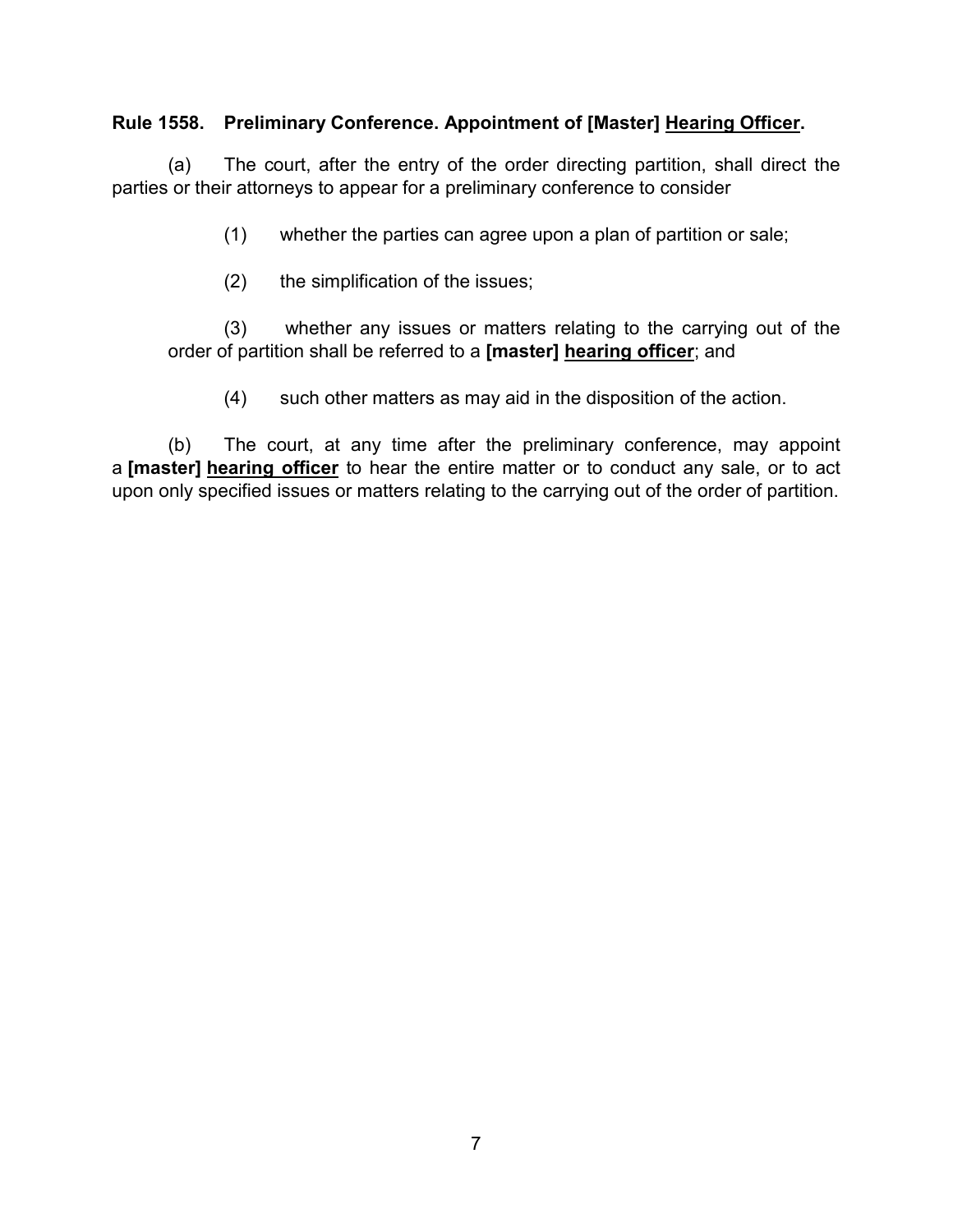**Rule 1558. Preliminary Conference. Appointment of [Master] <u>Hearing Officer</u>.**

(a) The court, after the entry of the order directing partition, shall direct the parties or their attorneys to appear for a preliminary conference to consider

(1) whether the parties can agree upon a plan of partition or sale;

(2) the simplification of the issues;

(3) whether any issues or matters relating to the carrying out of the order of partition shall be referred to a **[master] <u>hearing officer</u>**; and

(4) such other matters as may aid in the disposition of the action.

(b) The court, at any time after the preliminary conference, may appoint a **[master] <u>hearing officer</u>** to hear the entire matter or to conduct any sale, or to act upon only specified issues or matters relating to the carrying out of the order of partition.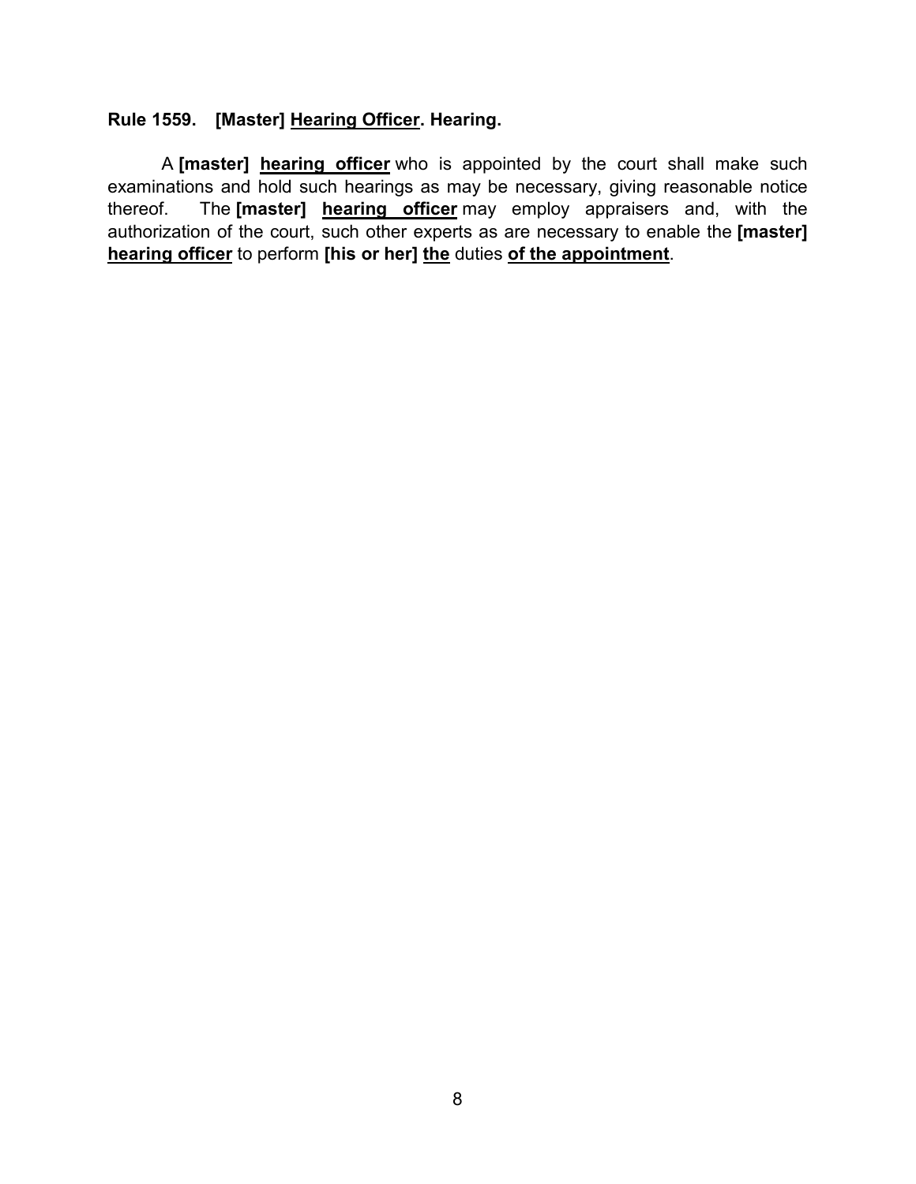**Rule 1559. [Master] <u>Hearing Officer</u>. Hearing.**

A **[master]** <u>**hearing officer**</u> who is appointed by the court shall make such examinations and hold such hearings as may be necessary, giving reasonable notice thereof. The **[master]** <u>**hearing officer**</u> may employ appraisers and, with the authorization of the court, such other experts as are necessary to enable the **[master]** <u>**hearing officer**</u> to perform **[his or her]** <u>**the**</u> duties <u>**of the appointment**</u>.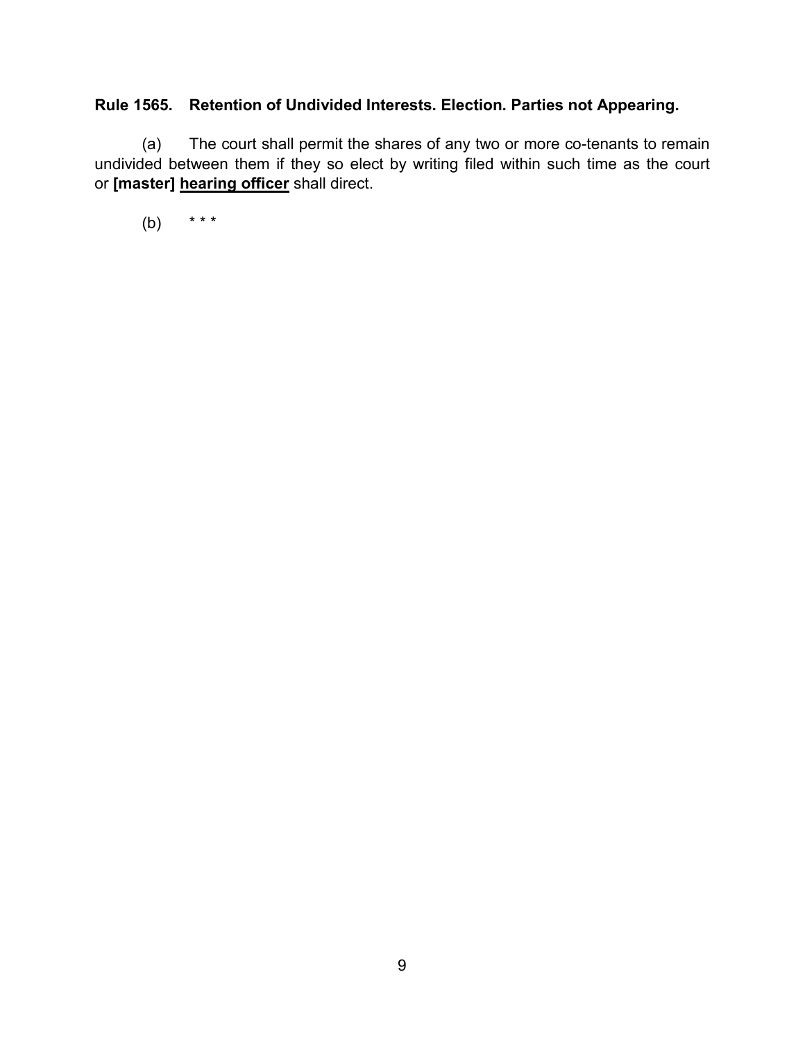**Rule 1565. Retention of Undivided Interests. Election. Parties not Appearing.**

(a) The court shall permit the shares of any two or more co-tenants to remain undivided between them if they so elect by writing filed within such time as the court or **[master]** **<u>hearing officer</u>** shall direct.

(b) * * *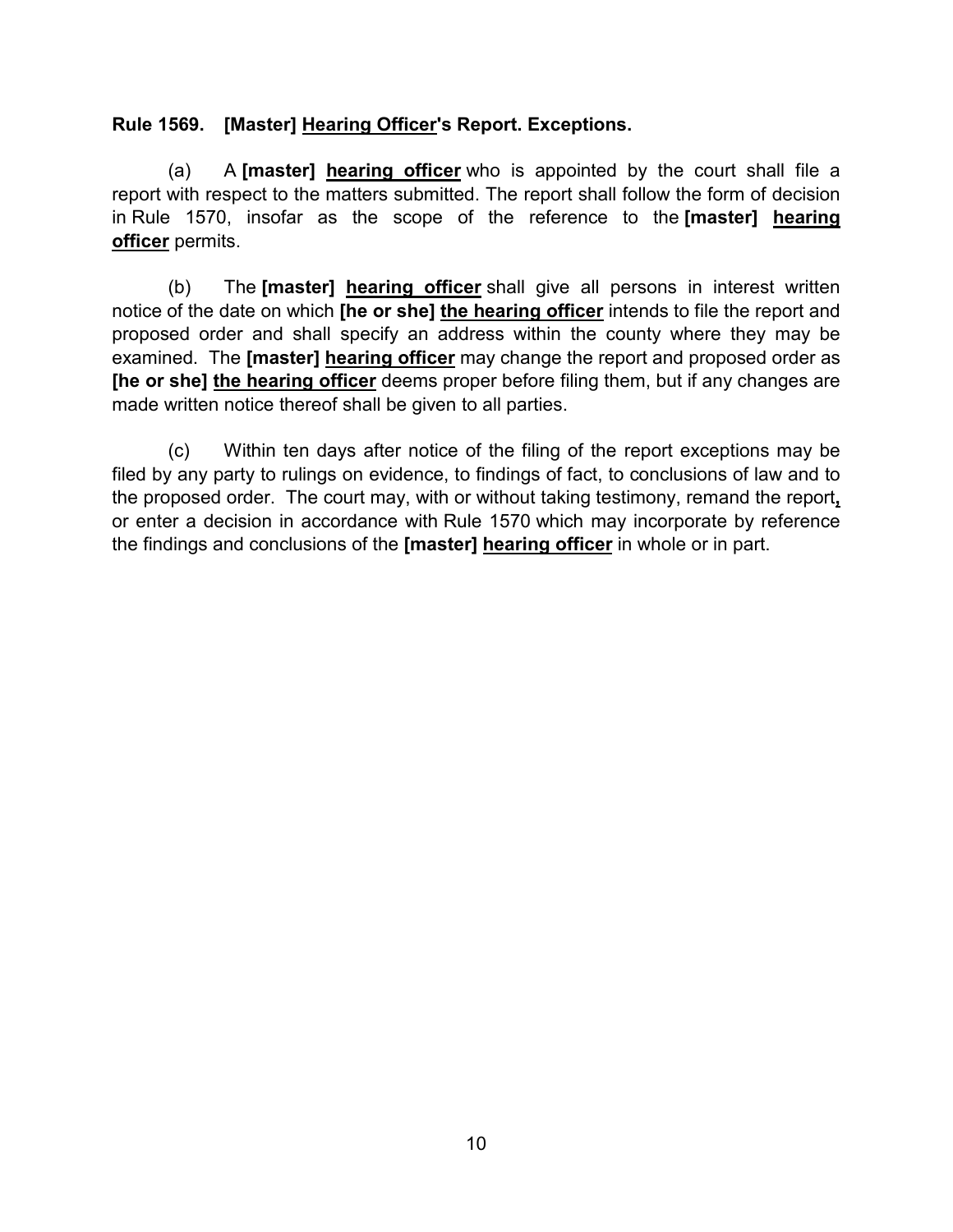**Rule 1569. [Master] <u>Hearing Officer</u>'s Report. Exceptions.**

(a) A **[master]** **<u>hearing officer</u>** who is appointed by the court shall file a report with respect to the matters submitted. The report shall follow the form of decision in Rule 1570, insofar as the scope of the reference to the **[master]** **<u>hearing officer</u>** permits.

(b) The **[master]** **<u>hearing officer</u>** shall give all persons in interest written notice of the date on which **[he or she]** **<u>the hearing officer</u>** intends to file the report and proposed order and shall specify an address within the county where they may be examined. The **[master]** **<u>hearing officer</u>** may change the report and proposed order as **[he or she]** **<u>the hearing officer</u>** deems proper before filing them, but if any changes are made written notice thereof shall be given to all parties.

(c) Within ten days after notice of the filing of the report exceptions may be filed by any party to rulings on evidence, to findings of fact, to conclusions of law and to the proposed order. The court may, with or without taking testimony, remand the report**<u>,</u>** or enter a decision in accordance with Rule 1570 which may incorporate by reference the findings and conclusions of the **[master]** **<u>hearing officer</u>** in whole or in part.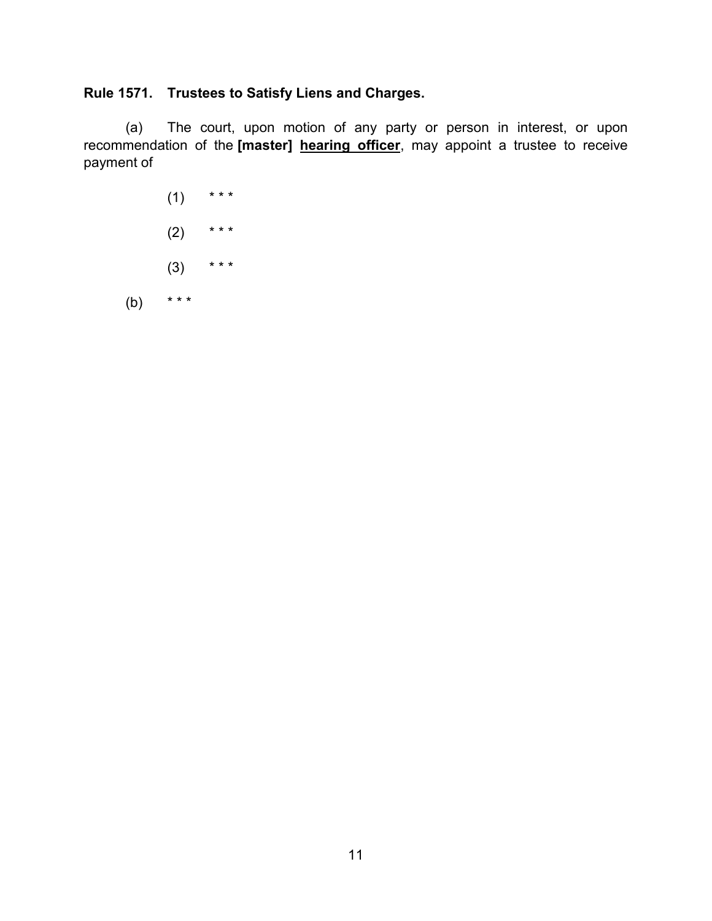**Rule 1571. Trustees to Satisfy Liens and Charges.**

(a) The court, upon motion of any party or person in interest, or upon recommendation of the **[master]** **<u>hearing officer</u>**, may appoint a trustee to receive payment of

(1) * * *

(2) * * *

(3) * * *

(b) * * *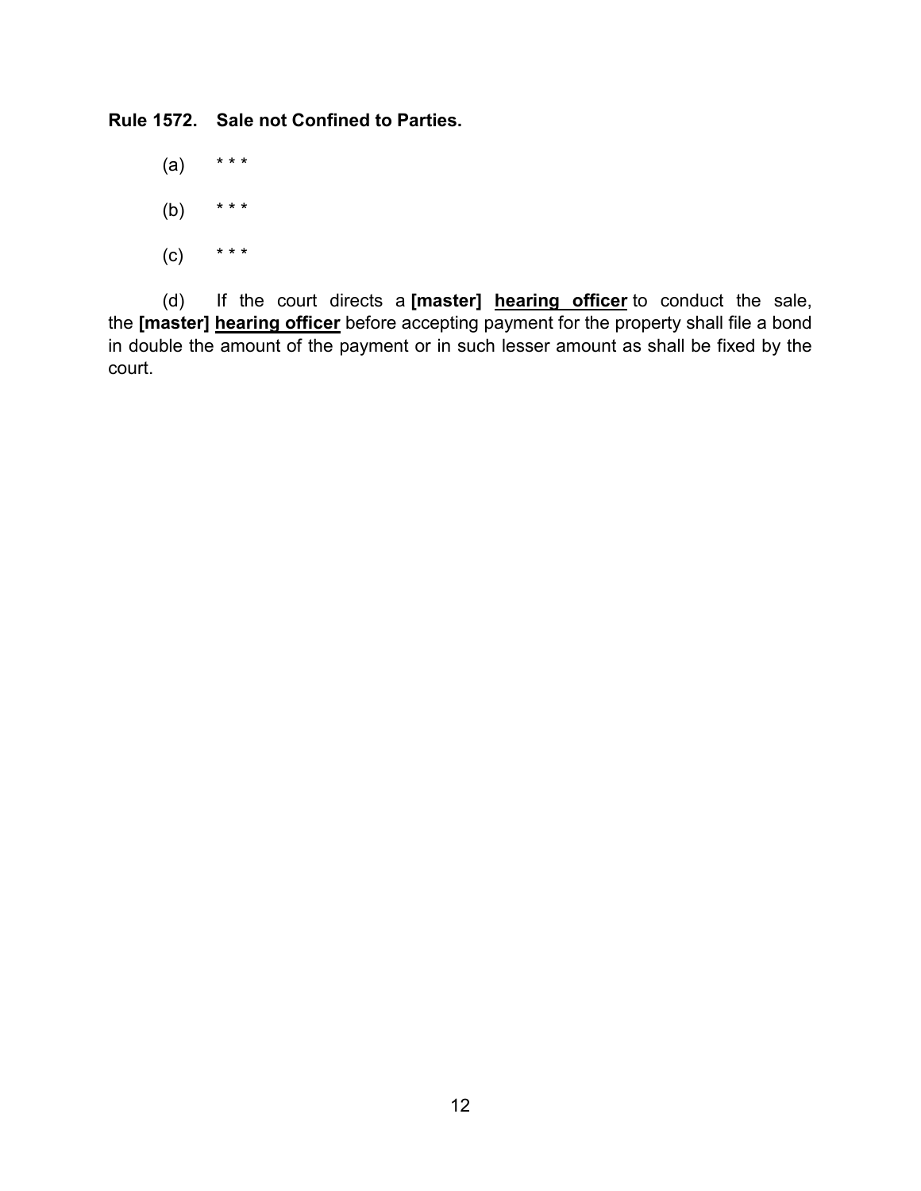**Rule 1572. Sale not Confined to Parties.**

(a) * * *

(b) * * *

(c) * * *

(d) If the court directs a **[master]** **<u>hearing officer</u>** to conduct the sale, the **[master]** **<u>hearing officer</u>** before accepting payment for the property shall file a bond in double the amount of the payment or in such lesser amount as shall be fixed by the court.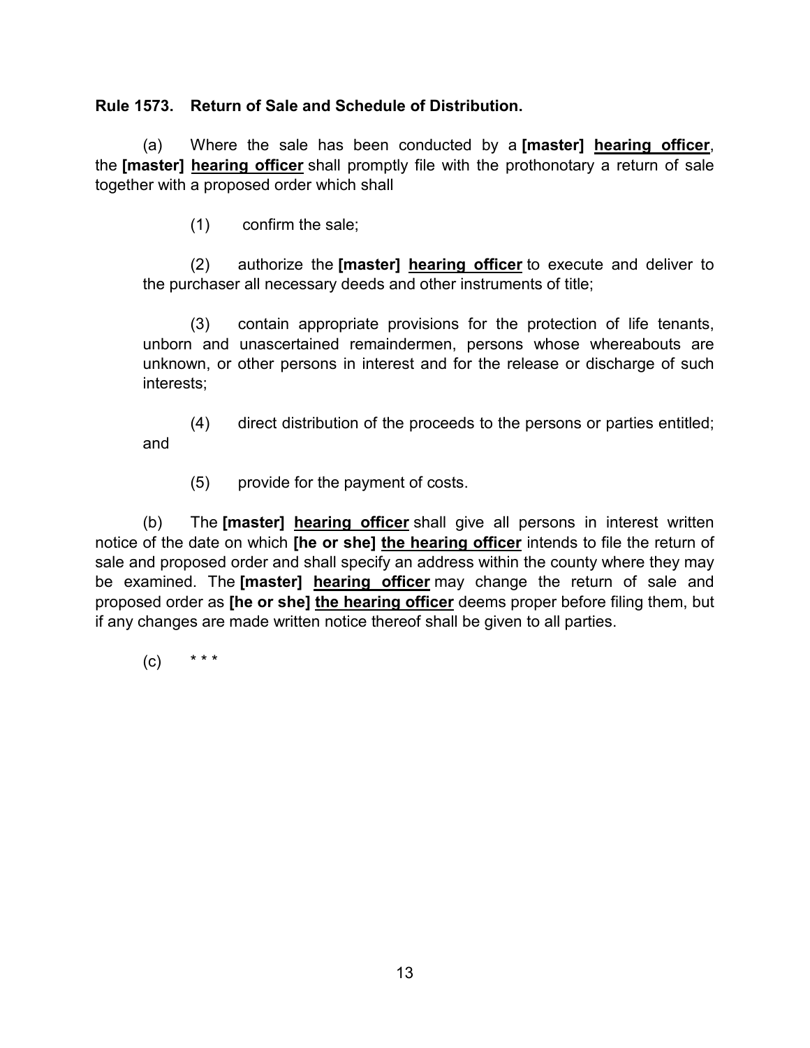**Rule 1573. Return of Sale and Schedule of Distribution.**

(a) Where the sale has been conducted by a **[master]** **<u>hearing officer</u>**, the **[master]** **<u>hearing officer</u>** shall promptly file with the prothonotary a return of sale together with a proposed order which shall

(1) confirm the sale;

(2) authorize the **[master]** **<u>hearing officer</u>** to execute and deliver to the purchaser all necessary deeds and other instruments of title;

(3) contain appropriate provisions for the protection of life tenants, unborn and unascertained remaindermen, persons whose whereabouts are unknown, or other persons in interest and for the release or discharge of such interests;

(4) direct distribution of the proceeds to the persons or parties entitled; and

(5) provide for the payment of costs.

(b) The **[master]** **<u>hearing officer</u>** shall give all persons in interest written notice of the date on which **[he or she]** **<u>the hearing officer</u>** intends to file the return of sale and proposed order and shall specify an address within the county where they may be examined. The **[master]** **<u>hearing officer</u>** may change the return of sale and proposed order as **[he or she]** **<u>the hearing officer</u>** deems proper before filing them, but if any changes are made written notice thereof shall be given to all parties.

(c) * * *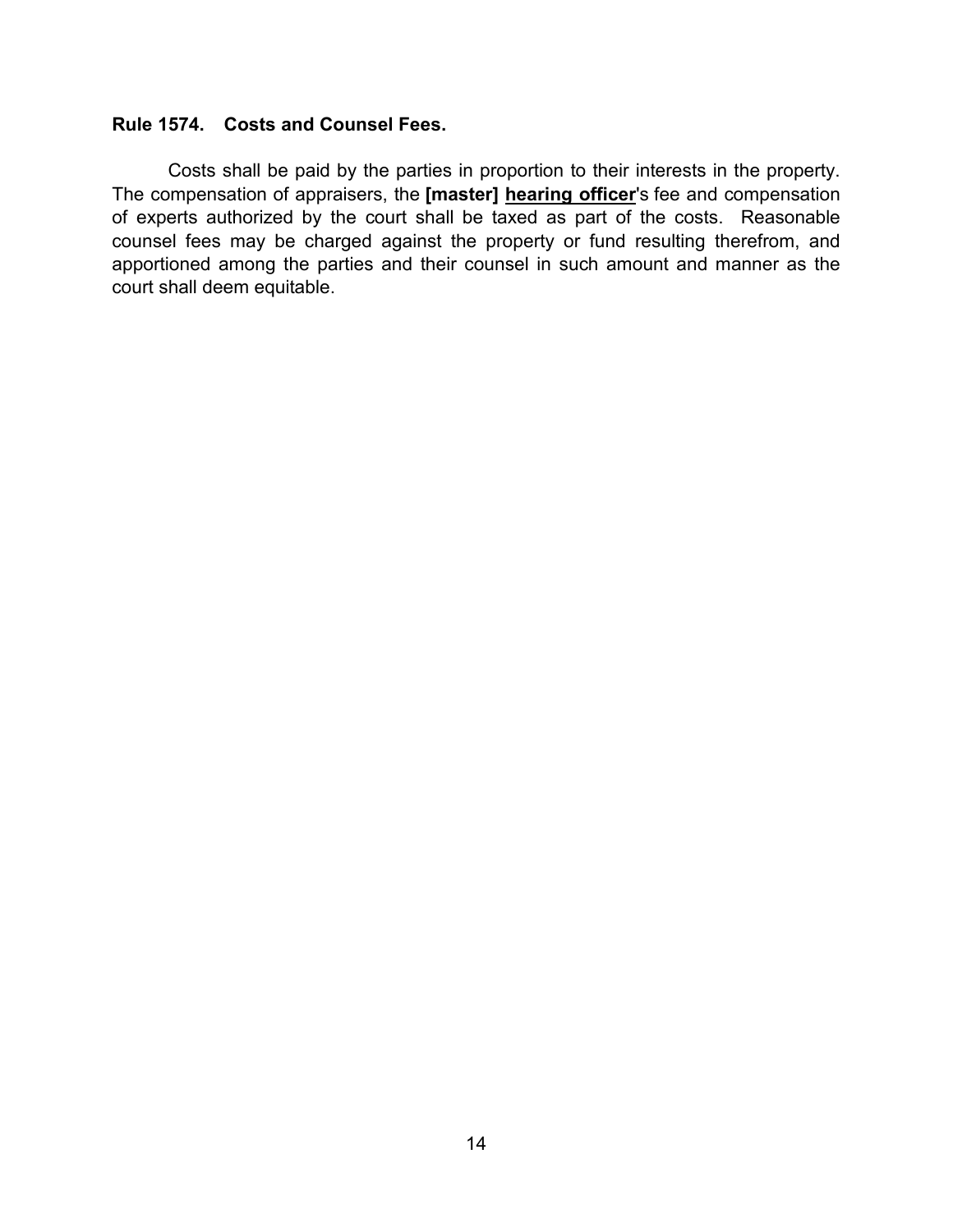### Rule 1574. Costs and Counsel Fees.

Costs shall be paid by the parties in proportion to their interests in the property. The compensation of appraisers, the **[master]** **<u>hearing officer</u>**'s fee and compensation of experts authorized by the court shall be taxed as part of the costs. Reasonable counsel fees may be charged against the property or fund resulting therefrom, and apportioned among the parties and their counsel in such amount and manner as the court shall deem equitable.